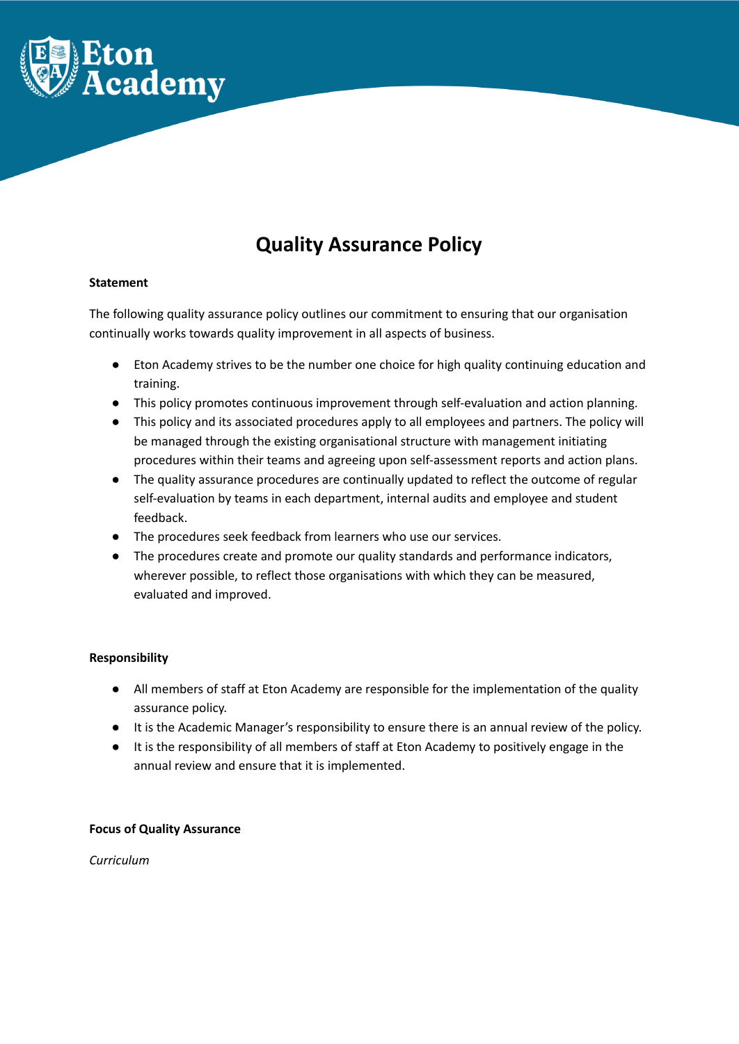# Quality Assurance Policy

**Statement**

The following quality assurance policy outlines our commitment to ensuring that our organisation continually works towards quality improvement in all aspects of business.

- Eton Academy strives to be the number one choice for high quality continuing education and training.
- This policy promotes continuous improvement through self-evaluation and action planning.
- This policy and its associated procedures apply to all employees and partners. The policy will be managed through the existing organisational structure with management initiating procedures within their teams and agreeing upon self-assessment reports and action plans.
- The quality assurance procedures are continually updated to reflect the outcome of regular self-evaluation by teams in each department, internal audits and employee and student feedback.
- The procedures seek feedback from learners who use our services.
- The procedures create and promote our quality standards and performance indicators, wherever possible, to reflect those organisations with which they can be measured, evaluated and improved.

**Responsibility**

- All members of staff at Eton Academy are responsible for the implementation of the quality assurance policy.
- It is the Academic Manager's responsibility to ensure there is an annual review of the policy.
- It is the responsibility of all members of staff at Eton Academy to positively engage in the annual review and ensure that it is implemented.

**Focus of Quality Assurance**

*Curriculum*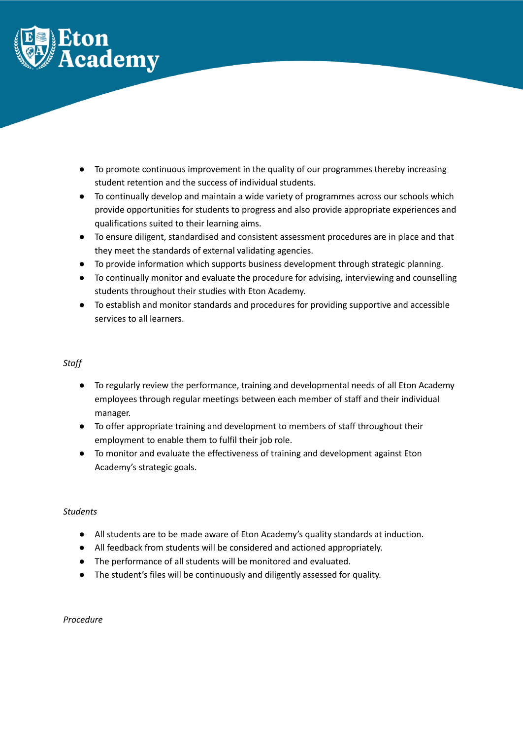- To promote continuous improvement in the quality of our programmes thereby increasing student retention and the success of individual students.
- To continually develop and maintain a wide variety of programmes across our schools which provide opportunities for students to progress and also provide appropriate experiences and qualifications suited to their learning aims.
- To ensure diligent, standardised and consistent assessment procedures are in place and that they meet the standards of external validating agencies.
- To provide information which supports business development through strategic planning.
- To continually monitor and evaluate the procedure for advising, interviewing and counselling students throughout their studies with Eton Academy.
- To establish and monitor standards and procedures for providing supportive and accessible services to all learners.

*Staff*

- To regularly review the performance, training and developmental needs of all Eton Academy employees through regular meetings between each member of staff and their individual manager.
- To offer appropriate training and development to members of staff throughout their employment to enable them to fulfil their job role.
- To monitor and evaluate the effectiveness of training and development against Eton Academy's strategic goals.

*Students*

- All students are to be made aware of Eton Academy's quality standards at induction.
- All feedback from students will be considered and actioned appropriately.
- The performance of all students will be monitored and evaluated.
- The student's files will be continuously and diligently assessed for quality.

*Procedure*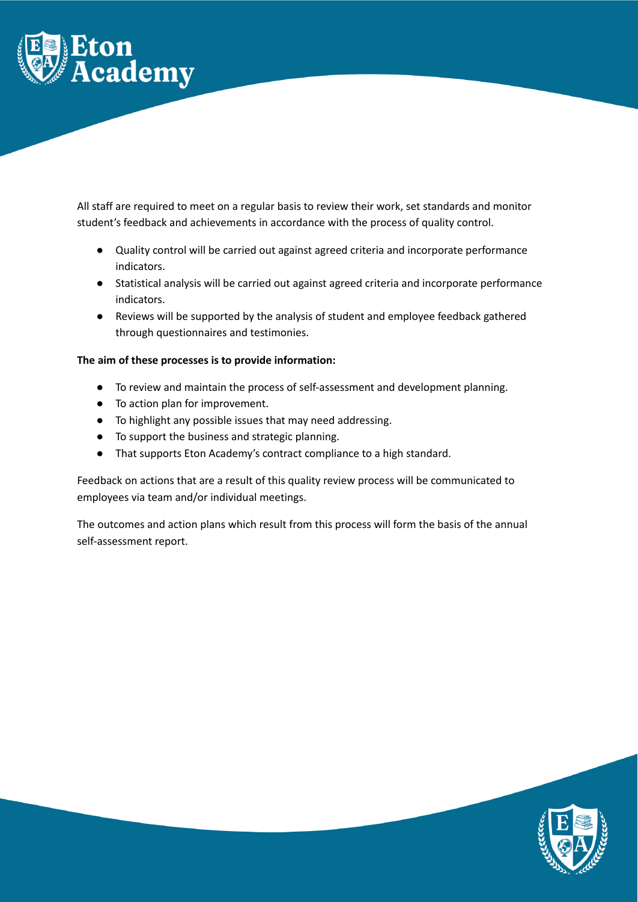All staff are required to meet on a regular basis to review their work, set standards and monitor student's feedback and achievements in accordance with the process of quality control.

- Quality control will be carried out against agreed criteria and incorporate performance indicators.
- Statistical analysis will be carried out against agreed criteria and incorporate performance indicators.
- Reviews will be supported by the analysis of student and employee feedback gathered through questionnaires and testimonies.

**The aim of these processes is to provide information:**

- To review and maintain the process of self-assessment and development planning.
- To action plan for improvement.
- To highlight any possible issues that may need addressing.
- To support the business and strategic planning.
- That supports Eton Academy's contract compliance to a high standard.

Feedback on actions that are a result of this quality review process will be communicated to employees via team and/or individual meetings.

The outcomes and action plans which result from this process will form the basis of the annual self-assessment report.